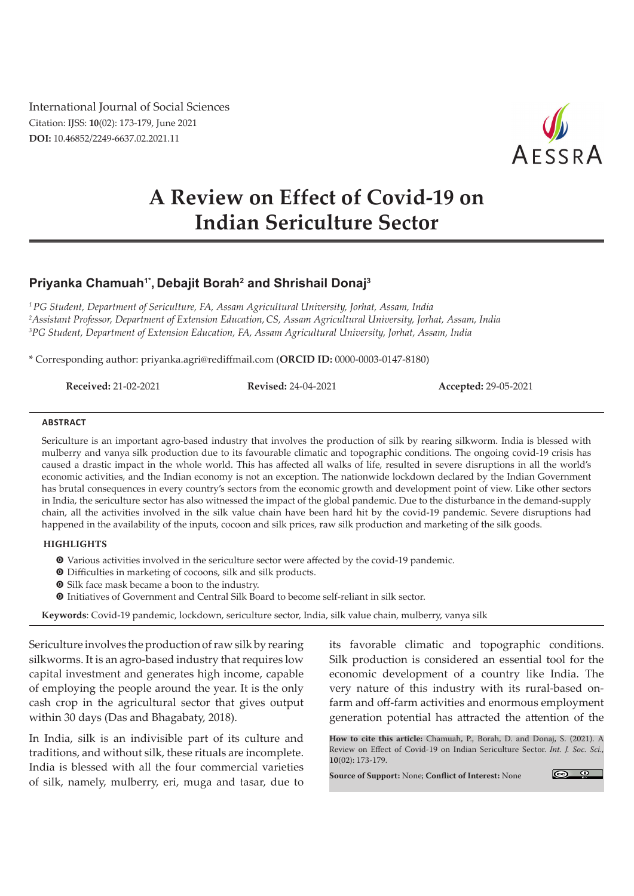International Journal of Social Sciences
Citation: IJSS: **10**(02): 173-179, June 2021
**DOI:** 10.46852/2249-6637.02.2021.11

# A Review on Effect of Covid-19 on Indian Sericulture Sector

**Priyanka Chamuah[1*], Debajit Borah[2] and Shrishail Donaj[3]**

[1] *PG Student, Department of Sericulture, FA, Assam Agricultural University, Jorhat, Assam, India*
[2] *Assistant Professor, Department of Extension Education, CS, Assam Agricultural University, Jorhat, Assam, India*
[3] *PG Student, Department of Extension Education, FA, Assam Agricultural University, Jorhat, Assam, India*

\* Corresponding author: priyanka.agri@rediffmail.com (**ORCID ID:** 0000-0003-0147-8180)

**Received:** 21-02-2021 **Revised:** 24-04-2021 **Accepted:** 29-05-2021

## ABSTRACT

Sericulture is an important agro-based industry that involves the production of silk by rearing silkworm. India is blessed with mulberry and vanya silk production due to its favourable climatic and topographic conditions. The ongoing covid-19 crisis has caused a drastic impact in the whole world. This has affected all walks of life, resulted in severe disruptions in all the world's economic activities, and the Indian economy is not an exception. The nationwide lockdown declared by the Indian Government has brutal consequences in every country's sectors from the economic growth and development point of view. Like other sectors in India, the sericulture sector has also witnessed the impact of the global pandemic. Due to the disturbance in the demand-supply chain, all the activities involved in the silk value chain have been hard hit by the covid-19 pandemic. Severe disruptions had happened in the availability of the inputs, cocoon and silk prices, raw silk production and marketing of the silk goods.

### HIGHLIGHTS

- Various activities involved in the sericulture sector were affected by the covid-19 pandemic.
- Difficulties in marketing of cocoons, silk and silk products.
- Silk face mask became a boon to the industry.
- Initiatives of Government and Central Silk Board to become self-reliant in silk sector.

**Keywords**: Covid-19 pandemic, lockdown, sericulture sector, India, silk value chain, mulberry, vanya silk

Sericulture involves the production of raw silk by rearing silkworms. It is an agro-based industry that requires low capital investment and generates high income, capable of employing the people around the year. It is the only cash crop in the agricultural sector that gives output within 30 days (Das and Bhagabaty, 2018).

In India, silk is an indivisible part of its culture and traditions, and without silk, these rituals are incomplete. India is blessed with all the four commercial varieties of silk, namely, mulberry, eri, muga and tasar, due to its favorable climatic and topographic conditions. Silk production is considered an essential tool for the economic development of a country like India. The very nature of this industry with its rural-based on-farm and off-farm activities and enormous employment generation potential has attracted the attention of the

**How to cite this article:** Chamuah, P., Borah, D. and Donaj, S. (2021). A Review on Effect of Covid-19 on Indian Sericulture Sector. *Int. J. Soc. Sci.*, **10**(02): 173-179.

**Source of Support:** None; **Conflict of Interest:** None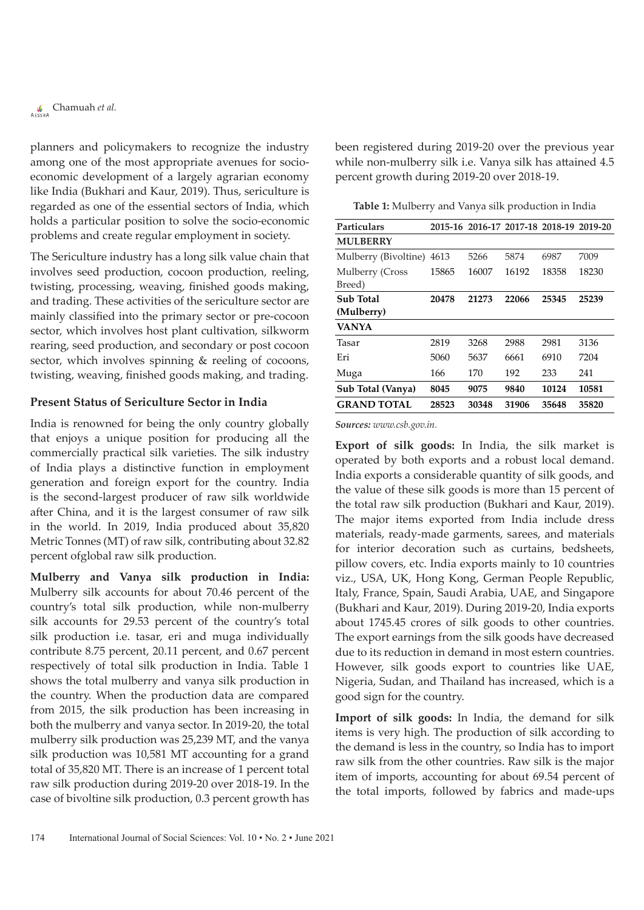planners and policymakers to recognize the industry among one of the most appropriate avenues for socio-economic development of a largely agrarian economy like India (Bukhari and Kaur, 2019). Thus, sericulture is regarded as one of the essential sectors of India, which holds a particular position to solve the socio-economic problems and create regular employment in society.

The Sericulture industry has a long silk value chain that involves seed production, cocoon production, reeling, twisting, processing, weaving, finished goods making, and trading. These activities of the sericulture sector are mainly classified into the primary sector or pre-cocoon sector, which involves host plant cultivation, silkworm rearing, seed production, and secondary or post cocoon sector, which involves spinning & reeling of cocoons, twisting, weaving, finished goods making, and trading.

### Present Status of Sericulture Sector in India

India is renowned for being the only country globally that enjoys a unique position for producing all the commercially practical silk varieties. The silk industry of India plays a distinctive function in employment generation and foreign export for the country. India is the second-largest producer of raw silk worldwide after China, and it is the largest consumer of raw silk in the world. In 2019, India produced about 35,820 Metric Tonnes (MT) of raw silk, contributing about 32.82 percent ofglobal raw silk production.

**Mulberry and Vanya silk production in India:** Mulberry silk accounts for about 70.46 percent of the country's total silk production, while non-mulberry silk accounts for 29.53 percent of the country's total silk production i.e. tasar, eri and muga individually contribute 8.75 percent, 20.11 percent, and 0.67 percent respectively of total silk production in India. Table 1 shows the total mulberry and vanya silk production in the country. When the production data are compared from 2015, the silk production has been increasing in both the mulberry and vanya sector. In 2019-20, the total mulberry silk production was 25,239 MT, and the vanya silk production was 10,581 MT accounting for a grand total of 35,820 MT. There is an increase of 1 percent total raw silk production during 2019-20 over 2018-19. In the case of bivoltine silk production, 0.3 percent growth has been registered during 2019-20 over the previous year while non-mulberry silk i.e. Vanya silk has attained 4.5 percent growth during 2019-20 over 2018-19.

**Table 1:** Mulberry and Vanya silk production in India

| Particulars | 2015-16 | 2016-17 | 2017-18 | 2018-19 | 2019-20 |
|---|---|---|---|---|---|
| **MULBERRY** | | | | | |
| Mulberry (Bivoltine) | 4613 | 5266 | 5874 | 6987 | 7009 |
| Mulberry (Cross Breed) | 15865 | 16007 | 16192 | 18358 | 18230 |
| **Sub Total (Mulberry)** | **20478** | **21273** | **22066** | **25345** | **25239** |
| **VANYA** | | | | | |
| Tasar | 2819 | 3268 | 2988 | 2981 | 3136 |
| Eri | 5060 | 5637 | 6661 | 6910 | 7204 |
| Muga | 166 | 170 | 192 | 233 | 241 |
| **Sub Total (Vanya)** | **8045** | **9075** | **9840** | **10124** | **10581** |
| **GRAND TOTAL** | **28523** | **30348** | **31906** | **35648** | **35820** |

***Sources:** www.csb.gov.in.*

**Export of silk goods:** In India, the silk market is operated by both exports and a robust local demand. India exports a considerable quantity of silk goods, and the value of these silk goods is more than 15 percent of the total raw silk production (Bukhari and Kaur, 2019). The major items exported from India include dress materials, ready-made garments, sarees, and materials for interior decoration such as curtains, bedsheets, pillow covers, etc. India exports mainly to 10 countries viz., USA, UK, Hong Kong, German People Republic, Italy, France, Spain, Saudi Arabia, UAE, and Singapore (Bukhari and Kaur, 2019). During 2019-20, India exports about 1745.45 crores of silk goods to other countries. The export earnings from the silk goods have decreased due to its reduction in demand in most estern countries. However, silk goods export to countries like UAE, Nigeria, Sudan, and Thailand has increased, which is a good sign for the country.

**Import of silk goods:** In India, the demand for silk items is very high. The production of silk according to the demand is less in the country, so India has to import raw silk from the other countries. Raw silk is the major item of imports, accounting for about 69.54 percent of the total imports, followed by fabrics and made-ups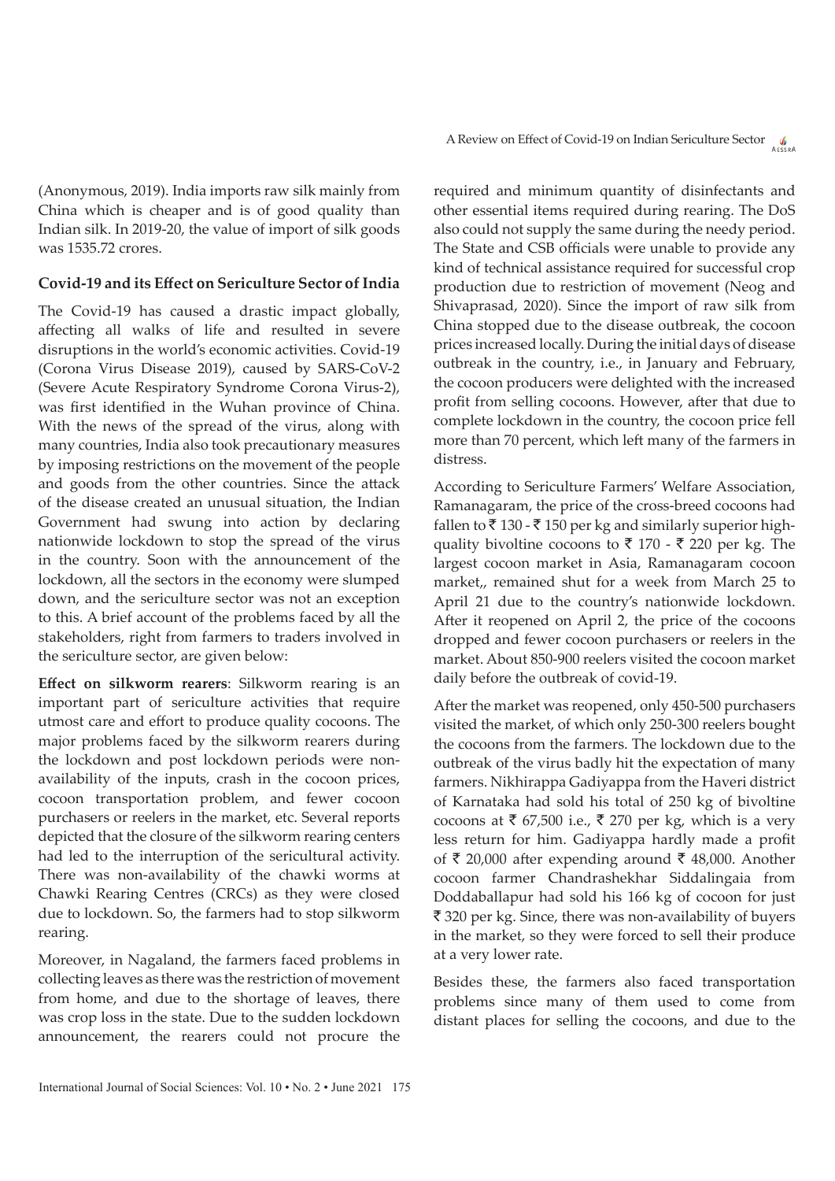(Anonymous, 2019). India imports raw silk mainly from China which is cheaper and is of good quality than Indian silk. In 2019-20, the value of import of silk goods was 1535.72 crores.

## Covid-19 and its Effect on Sericulture Sector of India

The Covid-19 has caused a drastic impact globally, affecting all walks of life and resulted in severe disruptions in the world's economic activities. Covid-19 (Corona Virus Disease 2019), caused by SARS-CoV-2 (Severe Acute Respiratory Syndrome Corona Virus-2), was first identified in the Wuhan province of China. With the news of the spread of the virus, along with many countries, India also took precautionary measures by imposing restrictions on the movement of the people and goods from the other countries. Since the attack of the disease created an unusual situation, the Indian Government had swung into action by declaring nationwide lockdown to stop the spread of the virus in the country. Soon with the announcement of the lockdown, all the sectors in the economy were slumped down, and the sericulture sector was not an exception to this. A brief account of the problems faced by all the stakeholders, right from farmers to traders involved in the sericulture sector, are given below:

**Effect on silkworm rearers**: Silkworm rearing is an important part of sericulture activities that require utmost care and effort to produce quality cocoons. The major problems faced by the silkworm rearers during the lockdown and post lockdown periods were non-availability of the inputs, crash in the cocoon prices, cocoon transportation problem, and fewer cocoon purchasers or reelers in the market, etc. Several reports depicted that the closure of the silkworm rearing centers had led to the interruption of the sericultural activity. There was non-availability of the chawki worms at Chawki Rearing Centres (CRCs) as they were closed due to lockdown. So, the farmers had to stop silkworm rearing.

Moreover, in Nagaland, the farmers faced problems in collecting leaves as there was the restriction of movement from home, and due to the shortage of leaves, there was crop loss in the state. Due to the sudden lockdown announcement, the rearers could not procure the required and minimum quantity of disinfectants and other essential items required during rearing. The DoS also could not supply the same during the needy period. The State and CSB officials were unable to provide any kind of technical assistance required for successful crop production due to restriction of movement (Neog and Shivaprasad, 2020). Since the import of raw silk from China stopped due to the disease outbreak, the cocoon prices increased locally. During the initial days of disease outbreak in the country, i.e., in January and February, the cocoon producers were delighted with the increased profit from selling cocoons. However, after that due to complete lockdown in the country, the cocoon price fell more than 70 percent, which left many of the farmers in distress.

According to Sericulture Farmers' Welfare Association, Ramanagaram, the price of the cross-breed cocoons had fallen to ₹ 130 - ₹ 150 per kg and similarly superior high-quality bivoltine cocoons to ₹ 170 - ₹ 220 per kg. The largest cocoon market in Asia, Ramanagaram cocoon market,, remained shut for a week from March 25 to April 21 due to the country's nationwide lockdown. After it reopened on April 2, the price of the cocoons dropped and fewer cocoon purchasers or reelers in the market. About 850-900 reelers visited the cocoon market daily before the outbreak of covid-19.

After the market was reopened, only 450-500 purchasers visited the market, of which only 250-300 reelers bought the cocoons from the farmers. The lockdown due to the outbreak of the virus badly hit the expectation of many farmers. Nikhirappa Gadiyappa from the Haveri district of Karnataka had sold his total of 250 kg of bivoltine cocoons at ₹ 67,500 i.e., ₹ 270 per kg, which is a very less return for him. Gadiyappa hardly made a profit of ₹ 20,000 after expending around ₹ 48,000. Another cocoon farmer Chandrashekhar Siddalingaia from Doddaballapur had sold his 166 kg of cocoon for just ₹ 320 per kg. Since, there was non-availability of buyers in the market, so they were forced to sell their produce at a very lower rate.

Besides these, the farmers also faced transportation problems since many of them used to come from distant places for selling the cocoons, and due to the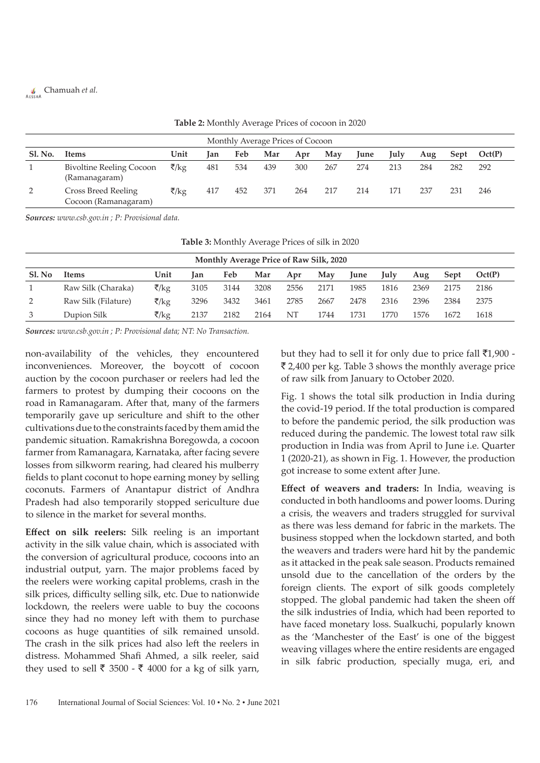**Table 2:** Monthly Average Prices of cocoon in 2020

| Monthly Average Prices of Cocoon | | | | | | | | | | | | |
|---|---|---|---|---|---|---|---|---|---|---|---|---|
| **Sl. No.** | **Items** | **Unit** | **Jan** | **Feb** | **Mar** | **Apr** | **May** | **June** | **July** | **Aug** | **Sept** | **Oct(P)** |
| 1 | Bivoltine Reeling Cocoon (Ramanagaram) | ₹/kg | 481 | 534 | 439 | 300 | 267 | 274 | 213 | 284 | 282 | 292 |
| 2 | Cross Breed Reeling Cocoon (Ramanagaram) | ₹/kg | 417 | 452 | 371 | 264 | 217 | 214 | 171 | 237 | 231 | 246 |

***Sources:*** *www.csb.gov.in ; P: Provisional data.*

**Table 3:** Monthly Average Prices of silk in 2020

| **Monthly Average Price of Raw Silk, 2020** | | | | | | | | | | | | |
|---|---|---|---|---|---|---|---|---|---|---|---|---|
| **Sl. No** | **Items** | **Unit** | **Jan** | **Feb** | **Mar** | **Apr** | **May** | **June** | **July** | **Aug** | **Sept** | **Oct(P)** |
| 1 | Raw Silk (Charaka) | ₹/kg | 3105 | 3144 | 3208 | 2556 | 2171 | 1985 | 1816 | 2369 | 2175 | 2186 |
| 2 | Raw Silk (Filature) | ₹/kg | 3296 | 3432 | 3461 | 2785 | 2667 | 2478 | 2316 | 2396 | 2384 | 2375 |
| 3 | Dupion Silk | ₹/kg | 2137 | 2182 | 2164 | NT | 1744 | 1731 | 1770 | 1576 | 1672 | 1618 |

***Sources:*** *www.csb.gov.in ; P: Provisional data; NT: No Transaction.*

non-availability of the vehicles, they encountered inconveniences. Moreover, the boycott of cocoon auction by the cocoon purchaser or reelers had led the farmers to protest by dumping their cocoons on the road in Ramanagaram. After that, many of the farmers temporarily gave up sericulture and shift to the other cultivations due to the constraints faced by them amid the pandemic situation. Ramakrishna Boregowda, a cocoon farmer from Ramanagara, Karnataka, after facing severe losses from silkworm rearing, had cleared his mulberry fields to plant coconut to hope earning money by selling coconuts. Farmers of Anantapur district of Andhra Pradesh had also temporarily stopped sericulture due to silence in the market for several months.

**Effect on silk reelers:** Silk reeling is an important activity in the silk value chain, which is associated with the conversion of agricultural produce, cocoons into an industrial output, yarn. The major problems faced by the reelers were working capital problems, crash in the silk prices, difficulty selling silk, etc. Due to nationwide lockdown, the reelers were uable to buy the cocoons since they had no money left with them to purchase cocoons as huge quantities of silk remained unsold. The crash in the silk prices had also left the reelers in distress. Mohammed Shafi Ahmed, a silk reeler, said they used to sell ₹ 3500 - ₹ 4000 for a kg of silk yarn, but they had to sell it for only due to price fall ₹1,900 - ₹ 2,400 per kg. Table 3 shows the monthly average price of raw silk from January to October 2020.

Fig. 1 shows the total silk production in India during the covid-19 period. If the total production is compared to before the pandemic period, the silk production was reduced during the pandemic. The lowest total raw silk production in India was from April to June i.e. Quarter 1 (2020-21), as shown in Fig. 1. However, the production got increase to some extent after June.

**Effect of weavers and traders:** In India, weaving is conducted in both handlooms and power looms. During a crisis, the weavers and traders struggled for survival as there was less demand for fabric in the markets. The business stopped when the lockdown started, and both the weavers and traders were hard hit by the pandemic as it attacked in the peak sale season. Products remained unsold due to the cancellation of the orders by the foreign clients. The export of silk goods completely stopped. The global pandemic had taken the sheen off the silk industries of India, which had been reported to have faced monetary loss. Sualkuchi, popularly known as the 'Manchester of the East' is one of the biggest weaving villages where the entire residents are engaged in silk fabric production, specially muga, eri, and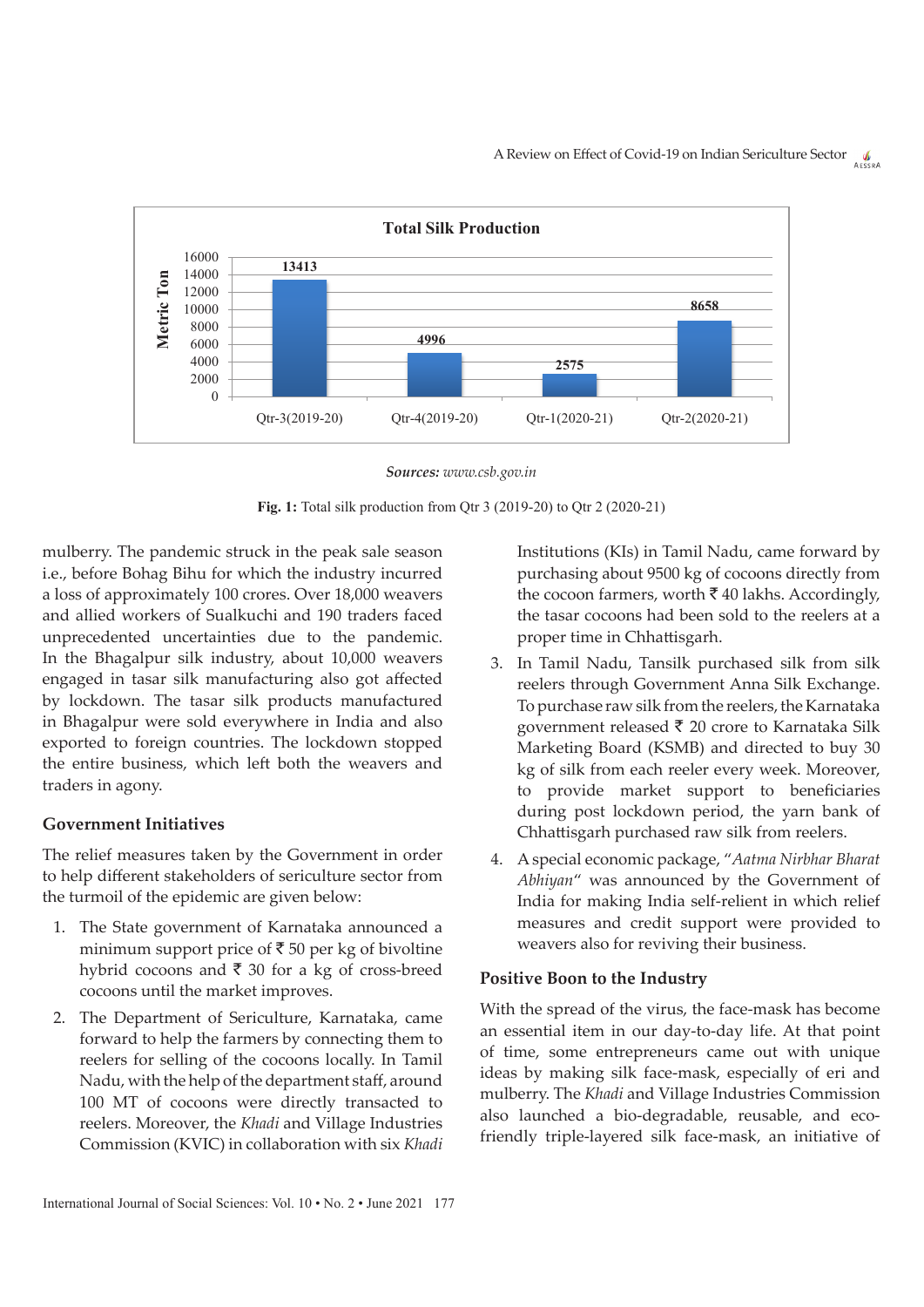**Total Silk Production**

| Quarter | Metric Ton |
|---|---|
| Qtr-3(2019-20) | 13413 |
| Qtr-4(2019-20) | 4996 |
| Qtr-1(2020-21) | 2575 |
| Qtr-2(2020-21) | 8658 |

***Sources:*** *www.csb.gov.in*

**Fig. 1:** Total silk production from Qtr 3 (2019-20) to Qtr 2 (2020-21)

mulberry. The pandemic struck in the peak sale season i.e., before Bohag Bihu for which the industry incurred a loss of approximately 100 crores. Over 18,000 weavers and allied workers of Sualkuchi and 190 traders faced unprecedented uncertainties due to the pandemic. In the Bhagalpur silk industry, about 10,000 weavers engaged in tasar silk manufacturing also got affected by lockdown. The tasar silk products manufactured in Bhagalpur were sold everywhere in India and also exported to foreign countries. The lockdown stopped the entire business, which left both the weavers and traders in agony.

## Government Initiatives

The relief measures taken by the Government in order to help different stakeholders of sericulture sector from the turmoil of the epidemic are given below:

1. The State government of Karnataka announced a minimum support price of ₹ 50 per kg of bivoltine hybrid cocoons and ₹ 30 for a kg of cross-breed cocoons until the market improves.
2. The Department of Sericulture, Karnataka, came forward to help the farmers by connecting them to reelers for selling of the cocoons locally. In Tamil Nadu, with the help of the department staff, around 100 MT of cocoons were directly transacted to reelers. Moreover, the *Khadi* and Village Industries Commission (KVIC) in collaboration with six *Khadi* Institutions (KIs) in Tamil Nadu, came forward by purchasing about 9500 kg of cocoons directly from the cocoon farmers, worth ₹ 40 lakhs. Accordingly, the tasar cocoons had been sold to the reelers at a proper time in Chhattisgarh.
3. In Tamil Nadu, Tansilk purchased silk from silk reelers through Government Anna Silk Exchange. To purchase raw silk from the reelers, the Karnataka government released ₹ 20 crore to Karnataka Silk Marketing Board (KSMB) and directed to buy 30 kg of silk from each reeler every week. Moreover, to provide market support to beneficiaries during post lockdown period, the yarn bank of Chhattisgarh purchased raw silk from reelers.
4. A special economic package, "*Aatma Nirbhar Bharat Abhiyan*" was announced by the Government of India for making India self-relient in which relief measures and credit support were provided to weavers also for reviving their business.

## Positive Boon to the Industry

With the spread of the virus, the face-mask has become an essential item in our day-to-day life. At that point of time, some entrepreneurs came out with unique ideas by making silk face-mask, especially of eri and mulberry. The *Khadi* and Village Industries Commission also launched a bio-degradable, reusable, and eco-friendly triple-layered silk face-mask, an initiative of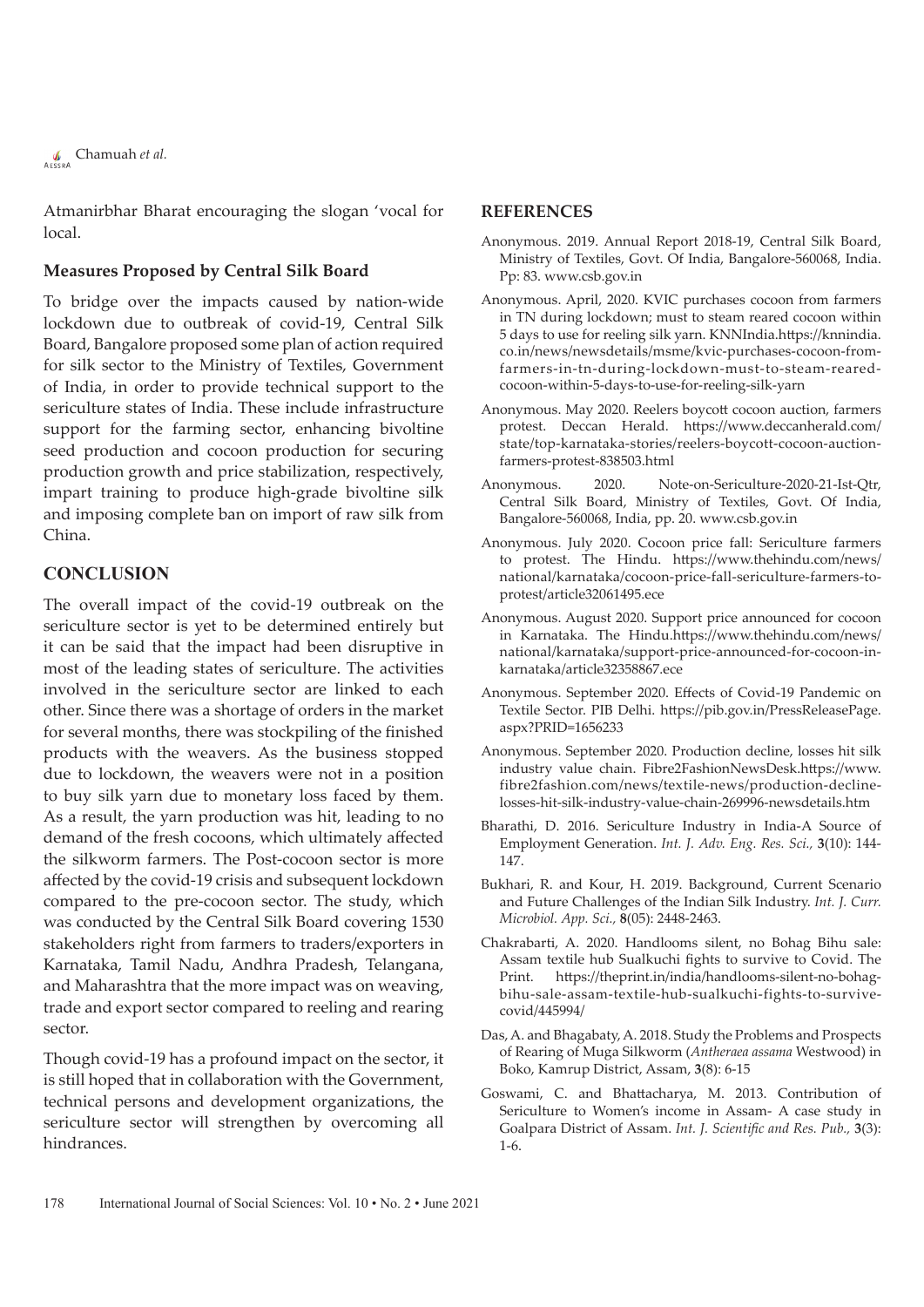Atmanirbhar Bharat encouraging the slogan 'vocal for local.

### Measures Proposed by Central Silk Board

To bridge over the impacts caused by nation-wide lockdown due to outbreak of covid-19, Central Silk Board, Bangalore proposed some plan of action required for silk sector to the Ministry of Textiles, Government of India, in order to provide technical support to the sericulture states of India. These include infrastructure support for the farming sector, enhancing bivoltine seed production and cocoon production for securing production growth and price stabilization, respectively, impart training to produce high-grade bivoltine silk and imposing complete ban on import of raw silk from China.

## CONCLUSION

The overall impact of the covid-19 outbreak on the sericulture sector is yet to be determined entirely but it can be said that the impact had been disruptive in most of the leading states of sericulture. The activities involved in the sericulture sector are linked to each other. Since there was a shortage of orders in the market for several months, there was stockpiling of the finished products with the weavers. As the business stopped due to lockdown, the weavers were not in a position to buy silk yarn due to monetary loss faced by them. As a result, the yarn production was hit, leading to no demand of the fresh cocoons, which ultimately affected the silkworm farmers. The Post-cocoon sector is more affected by the covid-19 crisis and subsequent lockdown compared to the pre-cocoon sector. The study, which was conducted by the Central Silk Board covering 1530 stakeholders right from farmers to traders/exporters in Karnataka, Tamil Nadu, Andhra Pradesh, Telangana, and Maharashtra that the more impact was on weaving, trade and export sector compared to reeling and rearing sector.

Though covid-19 has a profound impact on the sector, it is still hoped that in collaboration with the Government, technical persons and development organizations, the sericulture sector will strengthen by overcoming all hindrances.

## REFERENCES

Anonymous. 2019. Annual Report 2018-19, Central Silk Board, Ministry of Textiles, Govt. Of India, Bangalore-560068, India. Pp: 83. www.csb.gov.in

Anonymous. April, 2020. KVIC purchases cocoon from farmers in TN during lockdown; must to steam reared cocoon within 5 days to use for reeling silk yarn. KNNIndia.https://knnindia.co.in/news/newsdetails/msme/kvic-purchases-cocoon-from-farmers-in-tn-during-lockdown-must-to-steam-reared-cocoon-within-5-days-to-use-for-reeling-silk-yarn

Anonymous. May 2020. Reelers boycott cocoon auction, farmers protest. Deccan Herald. https://www.deccanherald.com/state/top-karnataka-stories/reelers-boycott-cocoon-auction-farmers-protest-838503.html

Anonymous. 2020. Note-on-Sericulture-2020-21-Ist-Qtr, Central Silk Board, Ministry of Textiles, Govt. Of India, Bangalore-560068, India, pp. 20. www.csb.gov.in

Anonymous. July 2020. Cocoon price fall: Sericulture farmers to protest. The Hindu. https://www.thehindu.com/news/national/karnataka/cocoon-price-fall-sericulture-farmers-to-protest/article32061495.ece

Anonymous. August 2020. Support price announced for cocoon in Karnataka. The Hindu.https://www.thehindu.com/news/national/karnataka/support-price-announced-for-cocoon-in-karnataka/article32358867.ece

Anonymous. September 2020. Effects of Covid-19 Pandemic on Textile Sector. PIB Delhi. https://pib.gov.in/PressReleasePage.aspx?PRID=1656233

Anonymous. September 2020. Production decline, losses hit silk industry value chain. Fibre2FashionNewsDesk.https://www.fibre2fashion.com/news/textile-news/production-decline-losses-hit-silk-industry-value-chain-269996-newsdetails.htm

Bharathi, D. 2016. Sericulture Industry in India-A Source of Employment Generation. *Int. J. Adv. Eng. Res. Sci.,* **3**(10): 144-147.

Bukhari, R. and Kour, H. 2019. Background, Current Scenario and Future Challenges of the Indian Silk Industry. *Int. J. Curr. Microbiol. App. Sci.,* **8**(05): 2448-2463.

Chakrabarti, A. 2020. Handlooms silent, no Bohag Bihu sale: Assam textile hub Sualkuchi fights to survive to Covid. The Print. https://theprint.in/india/handlooms-silent-no-bohag-bihu-sale-assam-textile-hub-sualkuchi-fights-to-survive-covid/445994/

Das, A. and Bhagabaty, A. 2018. Study the Problems and Prospects of Rearing of Muga Silkworm (*Antheraea assama* Westwood) in Boko, Kamrup District, Assam, **3**(8): 6-15

Goswami, C. and Bhattacharya, M. 2013. Contribution of Sericulture to Women's income in Assam- A case study in Goalpara District of Assam. *Int. J. Scientific and Res. Pub.,* **3**(3): 1-6.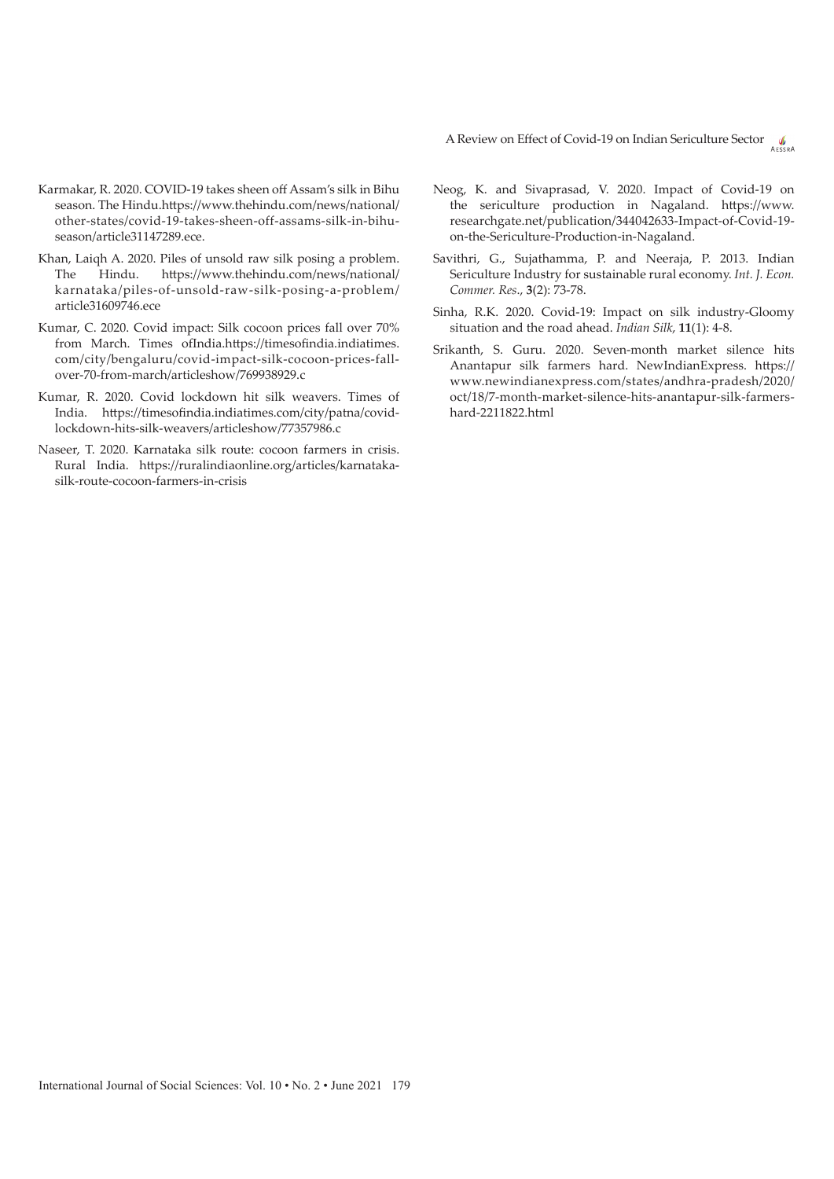Karmakar, R. 2020. COVID-19 takes sheen off Assam's silk in Bihu season. The Hindu.https://www.thehindu.com/news/national/other-states/covid-19-takes-sheen-off-assams-silk-in-bihu-season/article31147289.ece.

Khan, Laiqh A. 2020. Piles of unsold raw silk posing a problem. The Hindu. https://www.thehindu.com/news/national/karnataka/piles-of-unsold-raw-silk-posing-a-problem/article31609746.ece

Kumar, C. 2020. Covid impact: Silk cocoon prices fall over 70% from March. Times ofIndia.https://timesofindia.indiatimes.com/city/bengaluru/covid-impact-silk-cocoon-prices-fall-over-70-from-march/articleshow/769938929.c

Kumar, R. 2020. Covid lockdown hit silk weavers. Times of India. https://timesofindia.indiatimes.com/city/patna/covid-lockdown-hits-silk-weavers/articleshow/77357986.c

Naseer, T. 2020. Karnataka silk route: cocoon farmers in crisis. Rural India. https://ruralindiaonline.org/articles/karnataka-silk-route-cocoon-farmers-in-crisis

Neog, K. and Sivaprasad, V. 2020. Impact of Covid-19 on the sericulture production in Nagaland. https://www.researchgate.net/publication/344042633-Impact-of-Covid-19-on-the-Sericulture-Production-in-Nagaland.

Savithri, G., Sujathamma, P. and Neeraja, P. 2013. Indian Sericulture Industry for sustainable rural economy. *Int. J. Econ. Commer. Res.*, **3**(2): 73-78.

Sinha, R.K. 2020. Covid-19: Impact on silk industry-Gloomy situation and the road ahead. *Indian Silk*, **11**(1): 4-8.

Srikanth, S. Guru. 2020. Seven-month market silence hits Anantapur silk farmers hard. NewIndianExpress. https://www.newindianexpress.com/states/andhra-pradesh/2020/oct/18/7-month-market-silence-hits-anantapur-silk-farmers-hard-2211822.html